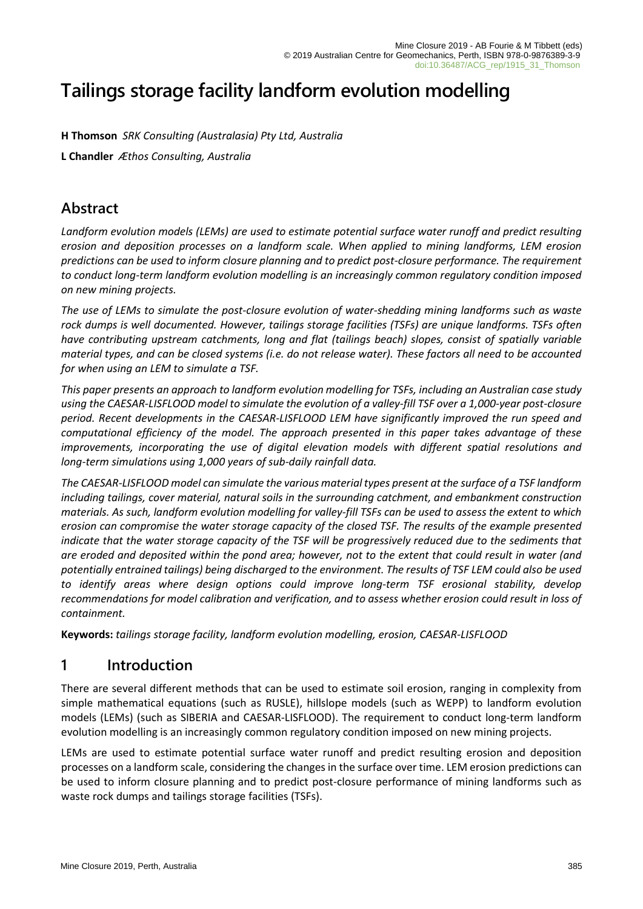# Tailings storage facility landform evolution modelling

**H Thomson** *SRK Consulting (Australasia) Pty Ltd, Australia*

**L Chandler** *Æthos Consulting, Australia*

## Abstract

*Landform evolution models (LEMs) are used to estimate potential surface water runoff and predict resulting erosion and deposition processes on a landform scale. When applied to mining landforms, LEM erosion predictions can be used to inform closure planning and to predict post-closure performance. The requirement to conduct long-term landform evolution modelling is an increasingly common regulatory condition imposed on new mining projects.*

*The use of LEMs to simulate the post-closure evolution of water-shedding mining landforms such as waste rock dumps is well documented. However, tailings storage facilities (TSFs) are unique landforms. TSFs often have contributing upstream catchments, long and flat (tailings beach) slopes, consist of spatially variable material types, and can be closed systems (i.e. do not release water). These factors all need to be accounted for when using an LEM to simulate a TSF.*

*This paper presents an approach to landform evolution modelling for TSFs, including an Australian case study using the CAESAR-LISFLOOD model to simulate the evolution of a valley-fill TSF over a 1,000-year post-closure period. Recent developments in the CAESAR-LISFLOOD LEM have significantly improved the run speed and computational efficiency of the model. The approach presented in this paper takes advantage of these improvements, incorporating the use of digital elevation models with different spatial resolutions and long-term simulations using 1,000 years of sub-daily rainfall data.*

*The CAESAR-LISFLOOD model can simulate the various material types present at the surface of a TSF landform including tailings, cover material, natural soils in the surrounding catchment, and embankment construction materials. As such, landform evolution modelling for valley-fill TSFs can be used to assess the extent to which erosion can compromise the water storage capacity of the closed TSF. The results of the example presented indicate that the water storage capacity of the TSF will be progressively reduced due to the sediments that are eroded and deposited within the pond area; however, not to the extent that could result in water (and potentially entrained tailings) being discharged to the environment. The results of TSF LEM could also be used to identify areas where design options could improve long-term TSF erosional stability, develop recommendations for model calibration and verification, and to assess whether erosion could result in loss of containment.*

**Keywords:** *tailings storage facility, landform evolution modelling, erosion, CAESAR-LISFLOOD*

## 1 Introduction

There are several different methods that can be used to estimate soil erosion, ranging in complexity from simple mathematical equations (such as RUSLE), hillslope models (such as WEPP) to landform evolution models (LEMs) (such as SIBERIA and CAESAR-LISFLOOD). The requirement to conduct long-term landform evolution modelling is an increasingly common regulatory condition imposed on new mining projects.

LEMs are used to estimate potential surface water runoff and predict resulting erosion and deposition processes on a landform scale, considering the changes in the surface over time. LEM erosion predictions can be used to inform closure planning and to predict post-closure performance of mining landforms such as waste rock dumps and tailings storage facilities (TSFs).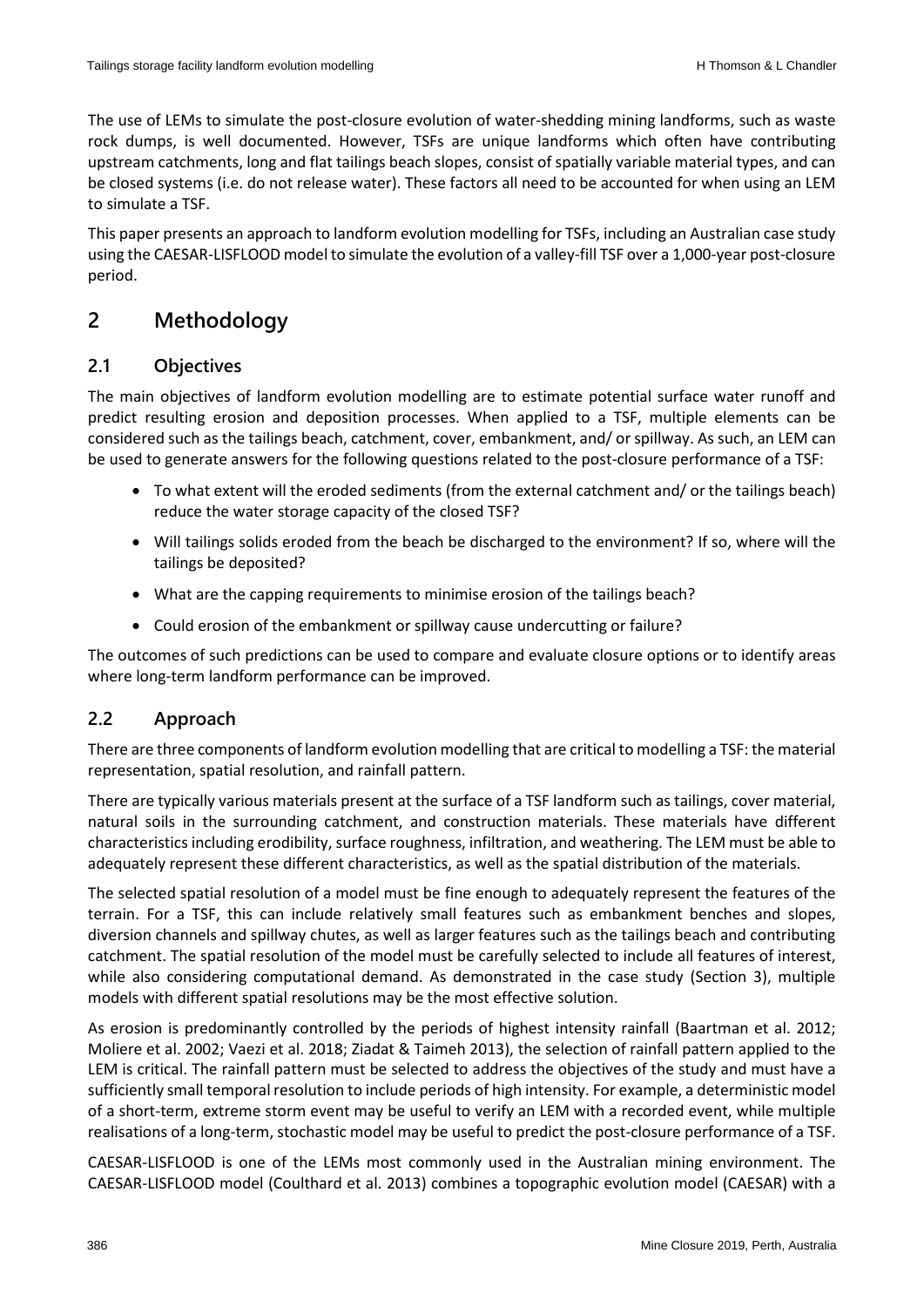The use of LEMs to simulate the post-closure evolution of water-shedding mining landforms, such as waste rock dumps, is well documented. However, TSFs are unique landforms which often have contributing upstream catchments, long and flat tailings beach slopes, consist of spatially variable material types, and can be closed systems (i.e. do not release water). These factors all need to be accounted for when using an LEM to simulate a TSF.

This paper presents an approach to landform evolution modelling for TSFs, including an Australian case study using the CAESAR-LISFLOOD model to simulate the evolution of a valley-fill TSF over a 1,000-year post-closure period.

# 2 Methodology

## 2.1 Objectives

The main objectives of landform evolution modelling are to estimate potential surface water runoff and predict resulting erosion and deposition processes. When applied to a TSF, multiple elements can be considered such as the tailings beach, catchment, cover, embankment, and/ or spillway. As such, an LEM can be used to generate answers for the following questions related to the post-closure performance of a TSF:

- To what extent will the eroded sediments (from the external catchment and/ or the tailings beach) reduce the water storage capacity of the closed TSF?
- Will tailings solids eroded from the beach be discharged to the environment? If so, where will the tailings be deposited?
- What are the capping requirements to minimise erosion of the tailings beach?
- Could erosion of the embankment or spillway cause undercutting or failure?

The outcomes of such predictions can be used to compare and evaluate closure options or to identify areas where long-term landform performance can be improved.

## 2.2 Approach

There are three components of landform evolution modelling that are critical to modelling a TSF: the material representation, spatial resolution, and rainfall pattern.

There are typically various materials present at the surface of a TSF landform such as tailings, cover material, natural soils in the surrounding catchment, and construction materials. These materials have different characteristics including erodibility, surface roughness, infiltration, and weathering. The LEM must be able to adequately represent these different characteristics, as well as the spatial distribution of the materials.

The selected spatial resolution of a model must be fine enough to adequately represent the features of the terrain. For a TSF, this can include relatively small features such as embankment benches and slopes, diversion channels and spillway chutes, as well as larger features such as the tailings beach and contributing catchment. The spatial resolution of the model must be carefully selected to include all features of interest, while also considering computational demand. As demonstrated in the case study (Section 3), multiple models with different spatial resolutions may be the most effective solution.

As erosion is predominantly controlled by the periods of highest intensity rainfall (Baartman et al. 2012; Moliere et al. 2002; Vaezi et al. 2018; Ziadat & Taimeh 2013), the selection of rainfall pattern applied to the LEM is critical. The rainfall pattern must be selected to address the objectives of the study and must have a sufficiently small temporal resolution to include periods of high intensity. For example, a deterministic model of a short-term, extreme storm event may be useful to verify an LEM with a recorded event, while multiple realisations of a long-term, stochastic model may be useful to predict the post-closure performance of a TSF.

CAESAR-LISFLOOD is one of the LEMs most commonly used in the Australian mining environment. The CAESAR-LISFLOOD model (Coulthard et al. 2013) combines a topographic evolution model (CAESAR) with a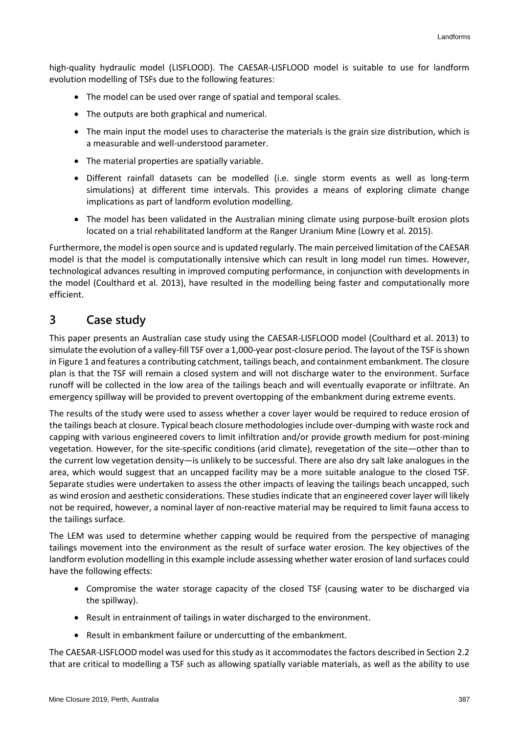high-quality hydraulic model (LISFLOOD). The CAESAR-LISFLOOD model is suitable to use for landform evolution modelling of TSFs due to the following features:

- The model can be used over range of spatial and temporal scales.
- The outputs are both graphical and numerical.
- The main input the model uses to characterise the materials is the grain size distribution, which is a measurable and well-understood parameter.
- The material properties are spatially variable.
- Different rainfall datasets can be modelled (i.e. single storm events as well as long-term simulations) at different time intervals. This provides a means of exploring climate change implications as part of landform evolution modelling.
- The model has been validated in the Australian mining climate using purpose-built erosion plots located on a trial rehabilitated landform at the Ranger Uranium Mine (Lowry et al. 2015).

Furthermore, the model is open source and is updated regularly. The main perceived limitation of the CAESAR model is that the model is computationally intensive which can result in long model run times. However, technological advances resulting in improved computing performance, in conjunction with developments in the model (Coulthard et al. 2013), have resulted in the modelling being faster and computationally more efficient.

## 3 Case study

This paper presents an Australian case study using the CAESAR-LISFLOOD model (Coulthard et al. 2013) to simulate the evolution of a valley-fill TSF over a 1,000-year post-closure period. The layout of the TSF is shown in Figure 1 and features a contributing catchment, tailings beach, and containment embankment. The closure plan is that the TSF will remain a closed system and will not discharge water to the environment. Surface runoff will be collected in the low area of the tailings beach and will eventually evaporate or infiltrate. An emergency spillway will be provided to prevent overtopping of the embankment during extreme events.

The results of the study were used to assess whether a cover layer would be required to reduce erosion of the tailings beach at closure. Typical beach closure methodologies include over-dumping with waste rock and capping with various engineered covers to limit infiltration and/or provide growth medium for post-mining vegetation. However, for the site-specific conditions (arid climate), revegetation of the site—other than to the current low vegetation density—is unlikely to be successful. There are also dry salt lake analogues in the area, which would suggest that an uncapped facility may be a more suitable analogue to the closed TSF. Separate studies were undertaken to assess the other impacts of leaving the tailings beach uncapped, such as wind erosion and aesthetic considerations. These studies indicate that an engineered cover layer will likely not be required, however, a nominal layer of non-reactive material may be required to limit fauna access to the tailings surface.

The LEM was used to determine whether capping would be required from the perspective of managing tailings movement into the environment as the result of surface water erosion. The key objectives of the landform evolution modelling in this example include assessing whether water erosion of land surfaces could have the following effects:

- Compromise the water storage capacity of the closed TSF (causing water to be discharged via the spillway).
- Result in entrainment of tailings in water discharged to the environment.
- Result in embankment failure or undercutting of the embankment.

The CAESAR-LISFLOOD model was used for this study as it accommodates the factors described in Section 2.2 that are critical to modelling a TSF such as allowing spatially variable materials, as well as the ability to use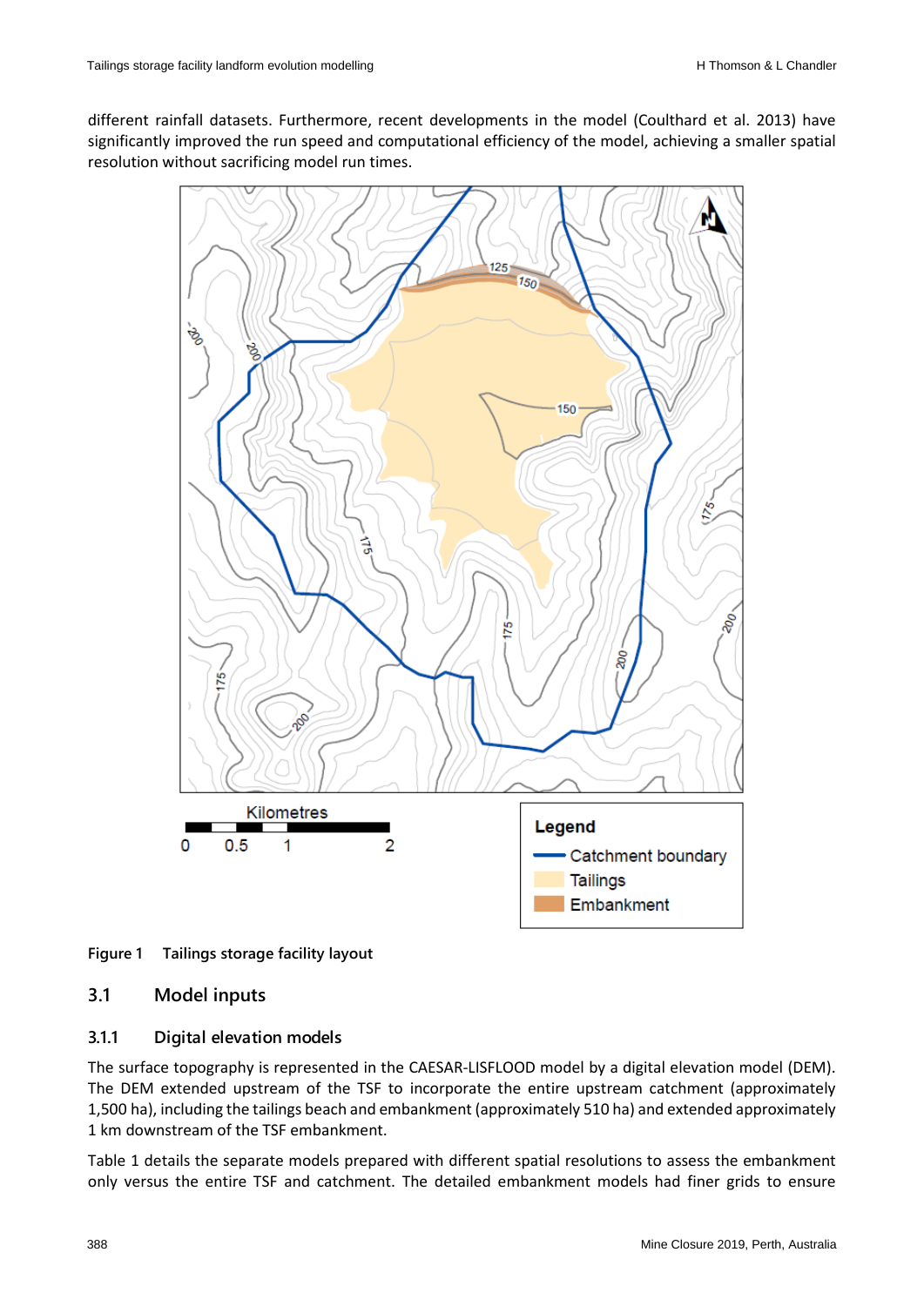different rainfall datasets. Furthermore, recent developments in the model (Coulthard et al. 2013) have significantly improved the run speed and computational efficiency of the model, achieving a smaller spatial resolution without sacrificing model run times.

**Figure 1 Tailings storage facility layout**

## 3.1 Model inputs

### 3.1.1 Digital elevation models

The surface topography is represented in the CAESAR-LISFLOOD model by a digital elevation model (DEM). The DEM extended upstream of the TSF to incorporate the entire upstream catchment (approximately 1,500 ha), including the tailings beach and embankment (approximately 510 ha) and extended approximately 1 km downstream of the TSF embankment.

Table 1 details the separate models prepared with different spatial resolutions to assess the embankment only versus the entire TSF and catchment. The detailed embankment models had finer grids to ensure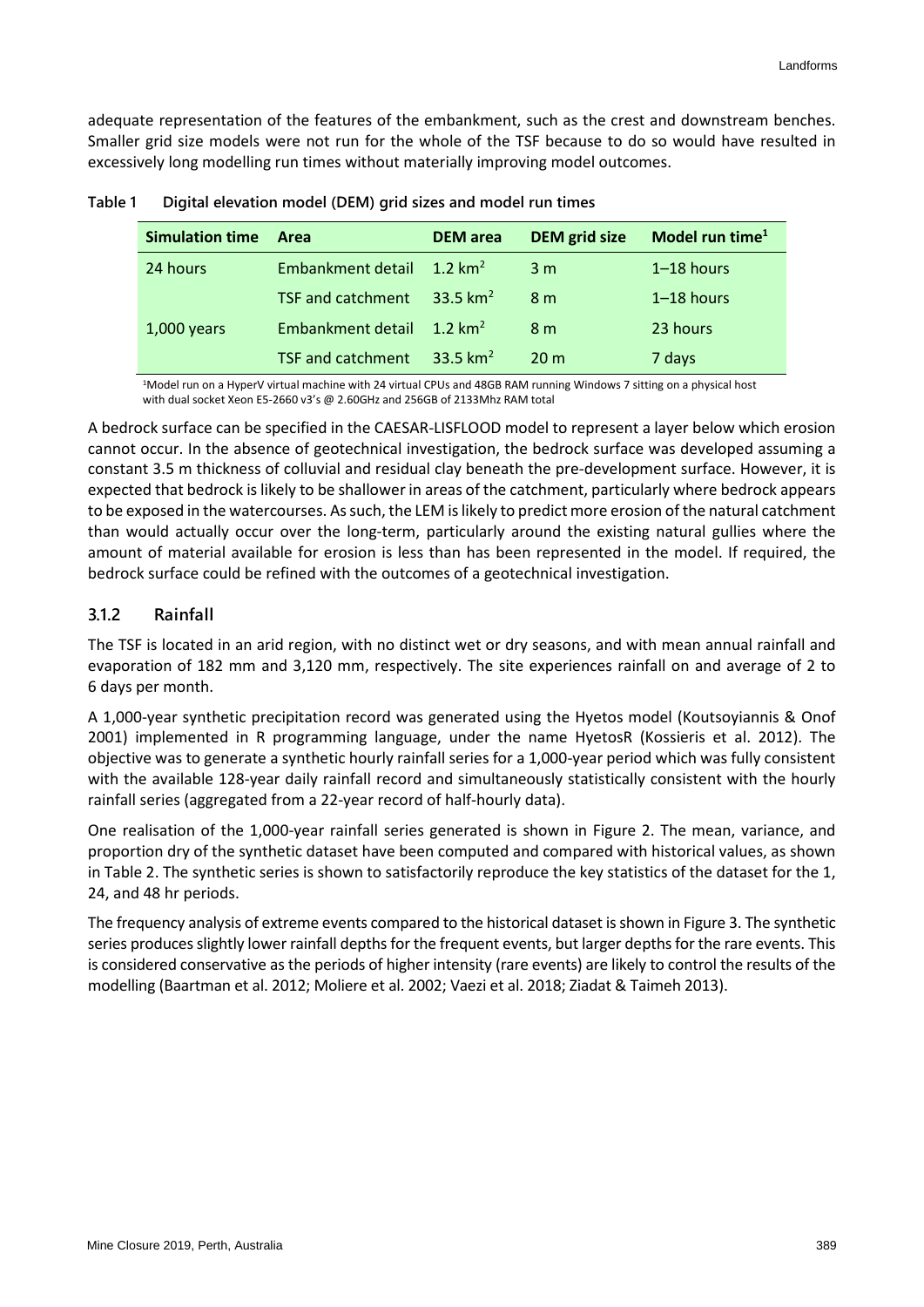adequate representation of the features of the embankment, such as the crest and downstream benches. Smaller grid size models were not run for the whole of the TSF because to do so would have resulted in excessively long modelling run times without materially improving model outcomes.

**Table 1 Digital elevation model (DEM) grid sizes and model run times**

| Simulation time | Area | DEM area | DEM grid size | Model run time[1] |
|---|---|---|---|---|
| 24 hours | Embankment detail | 1.2 km$^2$ | 3 m | 1–18 hours |
| | TSF and catchment | 33.5 km$^2$ | 8 m | 1–18 hours |
| 1,000 years | Embankment detail | 1.2 km$^2$ | 8 m | 23 hours |
| | TSF and catchment | 33.5 km$^2$ | 20 m | 7 days |

[1]Model run on a HyperV virtual machine with 24 virtual CPUs and 48GB RAM running Windows 7 sitting on a physical host with dual socket Xeon E5-2660 v3's @ 2.60GHz and 256GB of 2133Mhz RAM total

A bedrock surface can be specified in the CAESAR-LISFLOOD model to represent a layer below which erosion cannot occur. In the absence of geotechnical investigation, the bedrock surface was developed assuming a constant 3.5 m thickness of colluvial and residual clay beneath the pre-development surface. However, it is expected that bedrock is likely to be shallower in areas of the catchment, particularly where bedrock appears to be exposed in the watercourses. As such, the LEM is likely to predict more erosion of the natural catchment than would actually occur over the long-term, particularly around the existing natural gullies where the amount of material available for erosion is less than has been represented in the model. If required, the bedrock surface could be refined with the outcomes of a geotechnical investigation.

### 3.1.2 Rainfall

The TSF is located in an arid region, with no distinct wet or dry seasons, and with mean annual rainfall and evaporation of 182 mm and 3,120 mm, respectively. The site experiences rainfall on and average of 2 to 6 days per month.

A 1,000-year synthetic precipitation record was generated using the Hyetos model (Koutsoyiannis & Onof 2001) implemented in R programming language, under the name HyetosR (Kossieris et al. 2012). The objective was to generate a synthetic hourly rainfall series for a 1,000-year period which was fully consistent with the available 128-year daily rainfall record and simultaneously statistically consistent with the hourly rainfall series (aggregated from a 22-year record of half-hourly data).

One realisation of the 1,000-year rainfall series generated is shown in Figure 2. The mean, variance, and proportion dry of the synthetic dataset have been computed and compared with historical values, as shown in Table 2. The synthetic series is shown to satisfactorily reproduce the key statistics of the dataset for the 1, 24, and 48 hr periods.

The frequency analysis of extreme events compared to the historical dataset is shown in Figure 3. The synthetic series produces slightly lower rainfall depths for the frequent events, but larger depths for the rare events. This is considered conservative as the periods of higher intensity (rare events) are likely to control the results of the modelling (Baartman et al. 2012; Moliere et al. 2002; Vaezi et al. 2018; Ziadat & Taimeh 2013).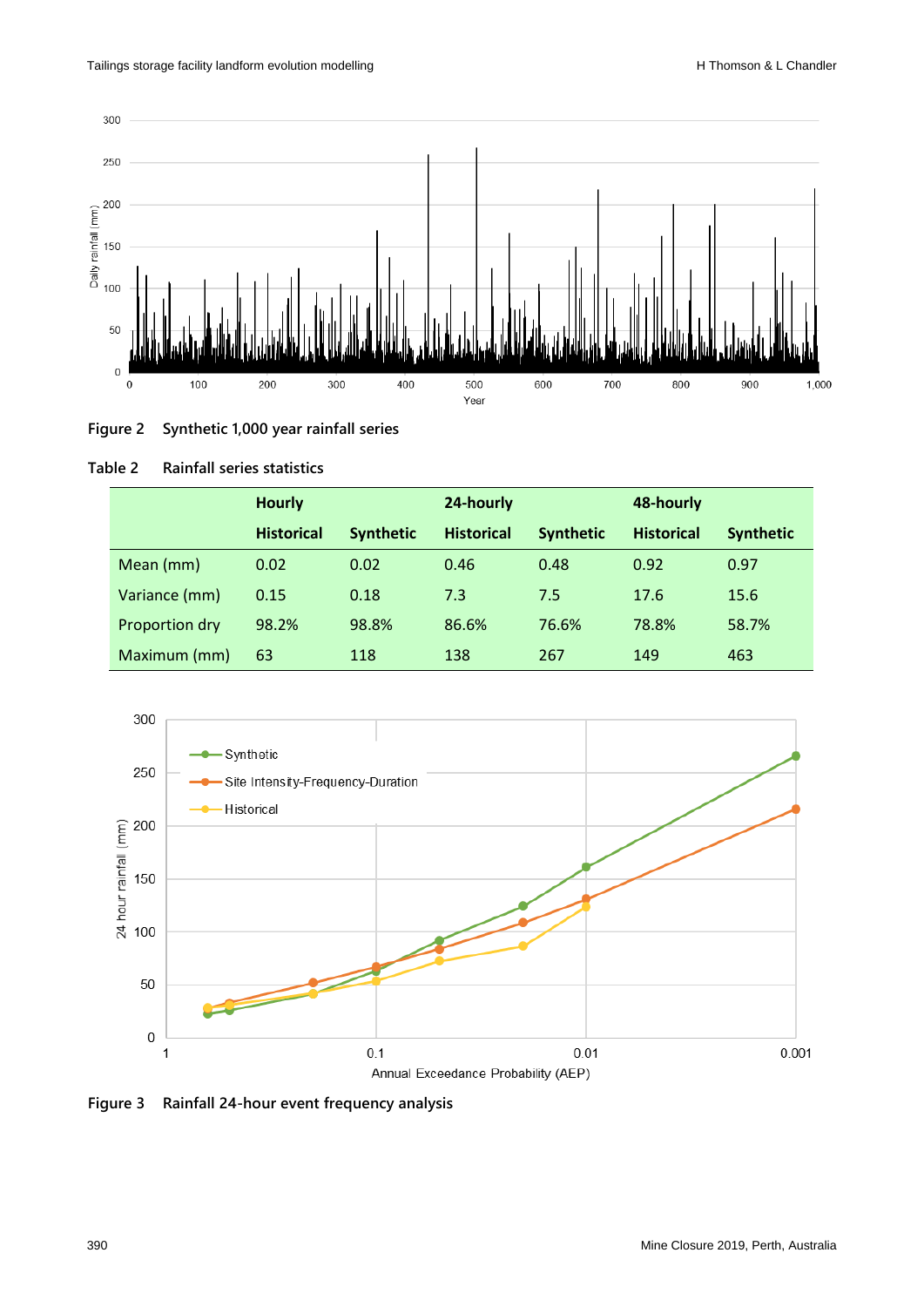Figure 2 Synthetic 1,000 year rainfall series

Table 2 Rainfall series statistics

| | Hourly | | 24-hourly | | 48-hourly | |
|---|---|---|---|---|---|---|
| | Historical | Synthetic | Historical | Synthetic | Historical | Synthetic |
| Mean (mm) | 0.02 | 0.02 | 0.46 | 0.48 | 0.92 | 0.97 |
| Variance (mm) | 0.15 | 0.18 | 7.3 | 7.5 | 17.6 | 15.6 |
| Proportion dry | 98.2% | 98.8% | 86.6% | 76.6% | 78.8% | 58.7% |
| Maximum (mm) | 63 | 118 | 138 | 267 | 149 | 463 |

Figure 3 Rainfall 24-hour event frequency analysis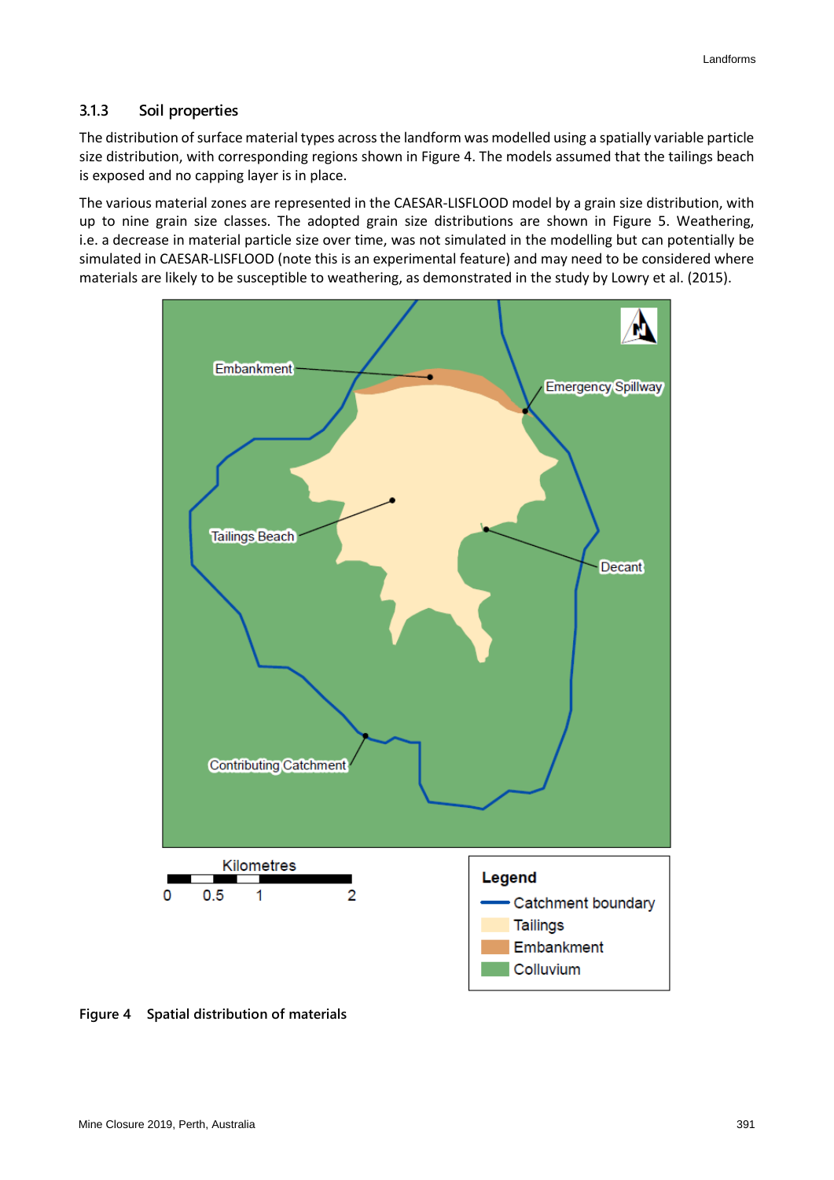### 3.1.3 Soil properties

The distribution of surface material types across the landform was modelled using a spatially variable particle size distribution, with corresponding regions shown in Figure 4. The models assumed that the tailings beach is exposed and no capping layer is in place.

The various material zones are represented in the CAESAR-LISFLOOD model by a grain size distribution, with up to nine grain size classes. The adopted grain size distributions are shown in Figure 5. Weathering, i.e. a decrease in material particle size over time, was not simulated in the modelling but can potentially be simulated in CAESAR-LISFLOOD (note this is an experimental feature) and may need to be considered where materials are likely to be susceptible to weathering, as demonstrated in the study by Lowry et al. (2015).

**Figure 4 Spatial distribution of materials**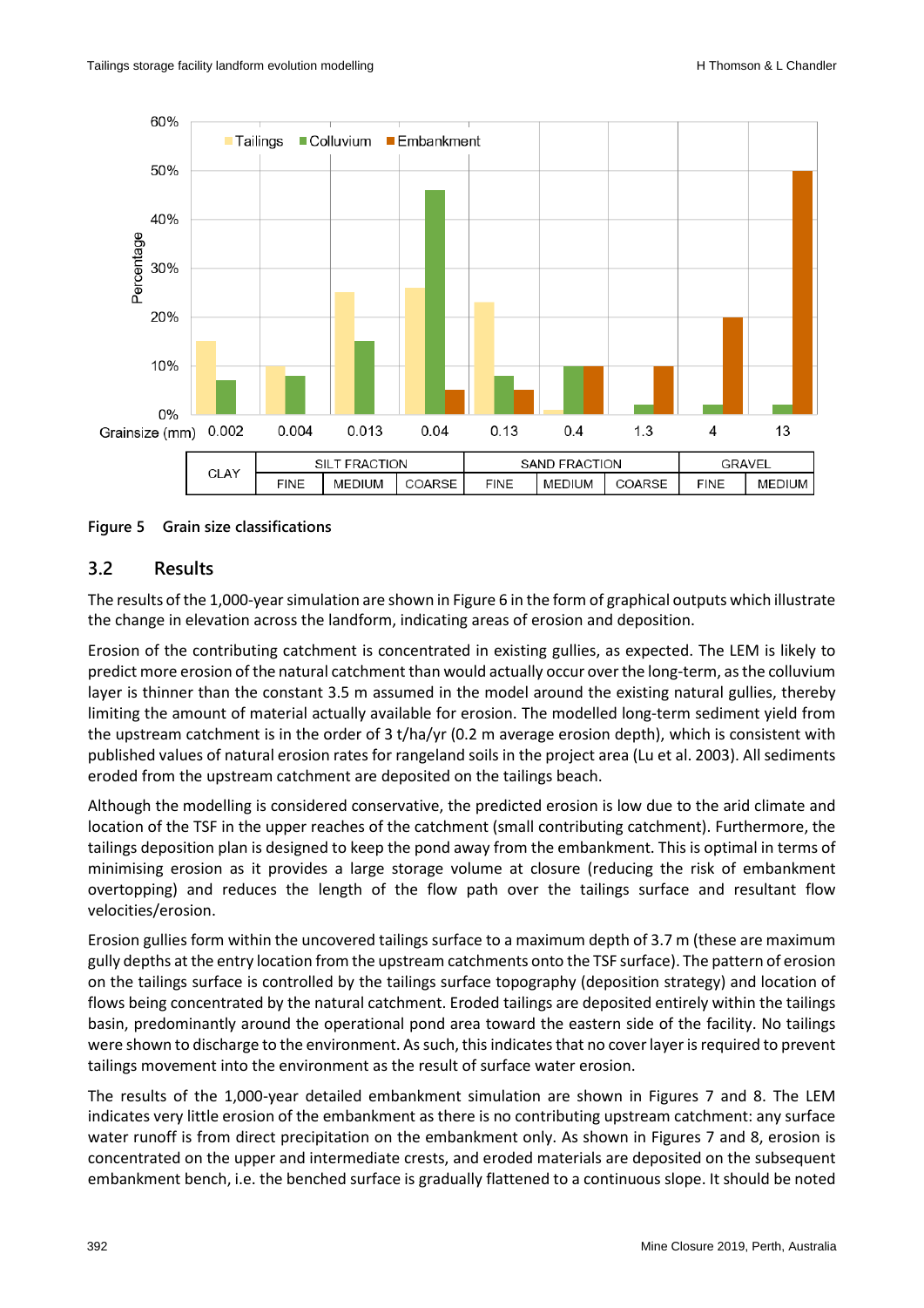Figure 5 Grain size classifications

## 3.2 Results

The results of the 1,000-year simulation are shown in Figure 6 in the form of graphical outputs which illustrate the change in elevation across the landform, indicating areas of erosion and deposition.

Erosion of the contributing catchment is concentrated in existing gullies, as expected. The LEM is likely to predict more erosion of the natural catchment than would actually occur over the long-term, as the colluvium layer is thinner than the constant 3.5 m assumed in the model around the existing natural gullies, thereby limiting the amount of material actually available for erosion. The modelled long-term sediment yield from the upstream catchment is in the order of 3 t/ha/yr (0.2 m average erosion depth), which is consistent with published values of natural erosion rates for rangeland soils in the project area (Lu et al. 2003). All sediments eroded from the upstream catchment are deposited on the tailings beach.

Although the modelling is considered conservative, the predicted erosion is low due to the arid climate and location of the TSF in the upper reaches of the catchment (small contributing catchment). Furthermore, the tailings deposition plan is designed to keep the pond away from the embankment. This is optimal in terms of minimising erosion as it provides a large storage volume at closure (reducing the risk of embankment overtopping) and reduces the length of the flow path over the tailings surface and resultant flow velocities/erosion.

Erosion gullies form within the uncovered tailings surface to a maximum depth of 3.7 m (these are maximum gully depths at the entry location from the upstream catchments onto the TSF surface). The pattern of erosion on the tailings surface is controlled by the tailings surface topography (deposition strategy) and location of flows being concentrated by the natural catchment. Eroded tailings are deposited entirely within the tailings basin, predominantly around the operational pond area toward the eastern side of the facility. No tailings were shown to discharge to the environment. As such, this indicates that no cover layer is required to prevent tailings movement into the environment as the result of surface water erosion.

The results of the 1,000-year detailed embankment simulation are shown in Figures 7 and 8. The LEM indicates very little erosion of the embankment as there is no contributing upstream catchment: any surface water runoff is from direct precipitation on the embankment only. As shown in Figures 7 and 8, erosion is concentrated on the upper and intermediate crests, and eroded materials are deposited on the subsequent embankment bench, i.e. the benched surface is gradually flattened to a continuous slope. It should be noted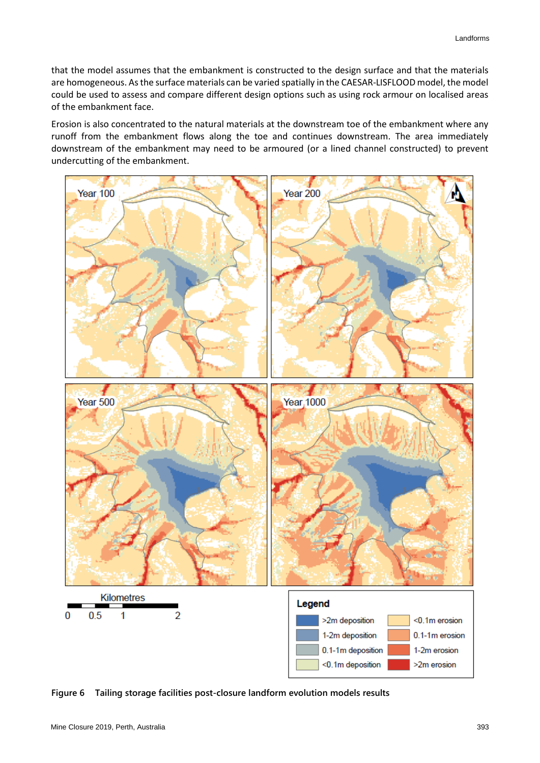that the model assumes that the embankment is constructed to the design surface and that the materials are homogeneous. As the surface materials can be varied spatially in the CAESAR-LISFLOOD model, the model could be used to assess and compare different design options such as using rock armour on localised areas of the embankment face.

Erosion is also concentrated to the natural materials at the downstream toe of the embankment where any runoff from the embankment flows along the toe and continues downstream. The area immediately downstream of the embankment may need to be armoured (or a lined channel constructed) to prevent undercutting of the embankment.

**Figure 6 Tailing storage facilities post-closure landform evolution models results**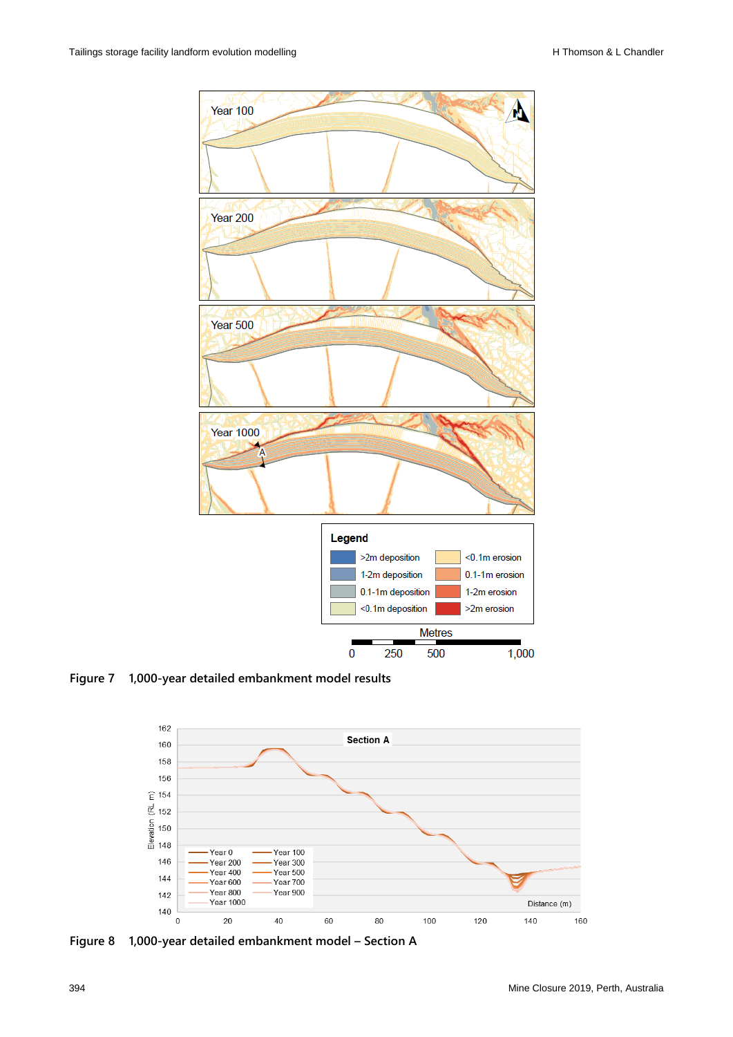Figure 7 1,000-year detailed embankment model results

Figure 8 1,000-year detailed embankment model – Section A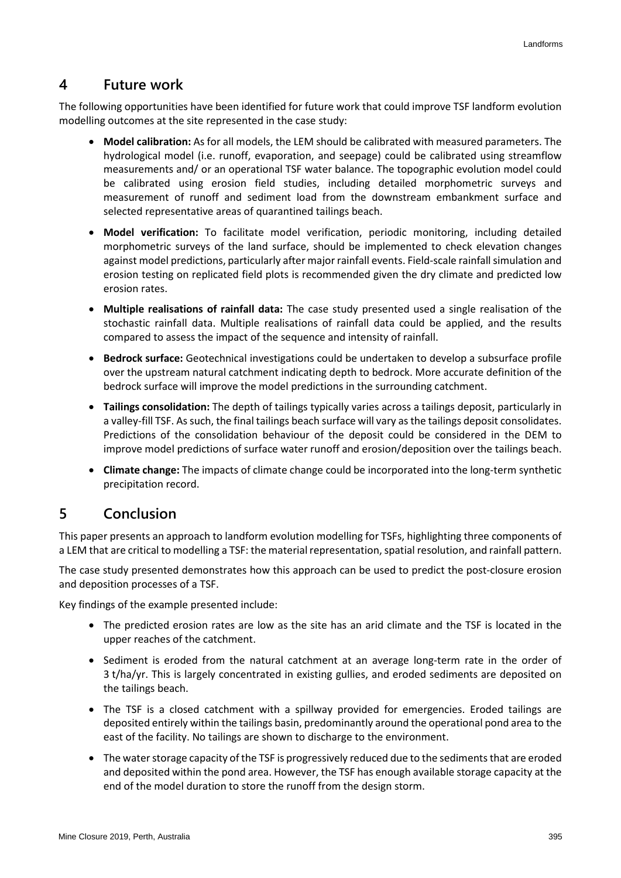## 4 Future work

The following opportunities have been identified for future work that could improve TSF landform evolution modelling outcomes at the site represented in the case study:

- **Model calibration:** As for all models, the LEM should be calibrated with measured parameters. The hydrological model (i.e. runoff, evaporation, and seepage) could be calibrated using streamflow measurements and/ or an operational TSF water balance. The topographic evolution model could be calibrated using erosion field studies, including detailed morphometric surveys and measurement of runoff and sediment load from the downstream embankment surface and selected representative areas of quarantined tailings beach.
- **Model verification:** To facilitate model verification, periodic monitoring, including detailed morphometric surveys of the land surface, should be implemented to check elevation changes against model predictions, particularly after major rainfall events. Field-scale rainfall simulation and erosion testing on replicated field plots is recommended given the dry climate and predicted low erosion rates.
- **Multiple realisations of rainfall data:** The case study presented used a single realisation of the stochastic rainfall data. Multiple realisations of rainfall data could be applied, and the results compared to assess the impact of the sequence and intensity of rainfall.
- **Bedrock surface:** Geotechnical investigations could be undertaken to develop a subsurface profile over the upstream natural catchment indicating depth to bedrock. More accurate definition of the bedrock surface will improve the model predictions in the surrounding catchment.
- **Tailings consolidation:** The depth of tailings typically varies across a tailings deposit, particularly in a valley-fill TSF. As such, the final tailings beach surface will vary as the tailings deposit consolidates. Predictions of the consolidation behaviour of the deposit could be considered in the DEM to improve model predictions of surface water runoff and erosion/deposition over the tailings beach.
- **Climate change:** The impacts of climate change could be incorporated into the long-term synthetic precipitation record.

## 5 Conclusion

This paper presents an approach to landform evolution modelling for TSFs, highlighting three components of a LEM that are critical to modelling a TSF: the material representation, spatial resolution, and rainfall pattern.

The case study presented demonstrates how this approach can be used to predict the post-closure erosion and deposition processes of a TSF.

Key findings of the example presented include:

- The predicted erosion rates are low as the site has an arid climate and the TSF is located in the upper reaches of the catchment.
- Sediment is eroded from the natural catchment at an average long-term rate in the order of 3 t/ha/yr. This is largely concentrated in existing gullies, and eroded sediments are deposited on the tailings beach.
- The TSF is a closed catchment with a spillway provided for emergencies. Eroded tailings are deposited entirely within the tailings basin, predominantly around the operational pond area to the east of the facility. No tailings are shown to discharge to the environment.
- The water storage capacity of the TSF is progressively reduced due to the sediments that are eroded and deposited within the pond area. However, the TSF has enough available storage capacity at the end of the model duration to store the runoff from the design storm.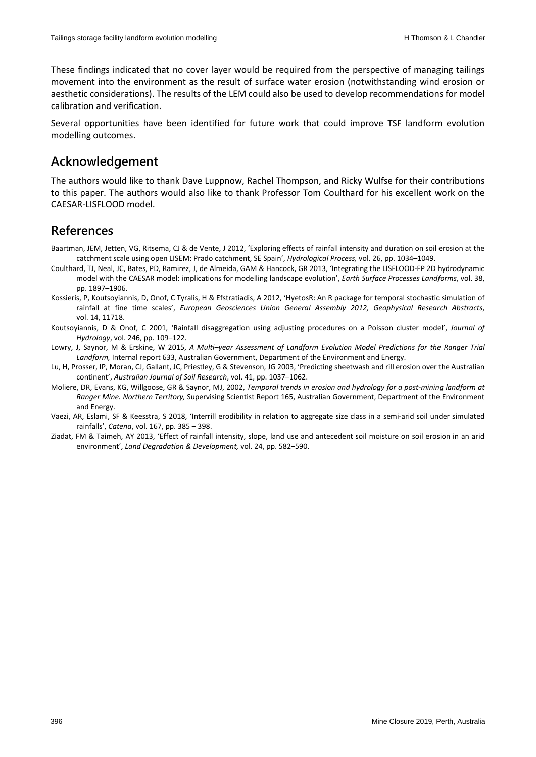These findings indicated that no cover layer would be required from the perspective of managing tailings movement into the environment as the result of surface water erosion (notwithstanding wind erosion or aesthetic considerations). The results of the LEM could also be used to develop recommendations for model calibration and verification.

Several opportunities have been identified for future work that could improve TSF landform evolution modelling outcomes.

## Acknowledgement

The authors would like to thank Dave Luppnow, Rachel Thompson, and Ricky Wulfse for their contributions to this paper. The authors would also like to thank Professor Tom Coulthard for his excellent work on the CAESAR-LISFLOOD model.

## References

Baartman, JEM, Jetten, VG, Ritsema, CJ & de Vente, J 2012, 'Exploring effects of rainfall intensity and duration on soil erosion at the catchment scale using open LISEM: Prado catchment, SE Spain', *Hydrological Process,* vol. 26, pp. 1034–1049.

Coulthard, TJ, Neal, JC, Bates, PD, Ramirez, J, de Almeida, GAM & Hancock, GR 2013, 'Integrating the LISFLOOD-FP 2D hydrodynamic model with the CAESAR model: implications for modelling landscape evolution', *Earth Surface Processes Landforms*, vol. 38, pp. 1897–1906.

Kossieris, P, Koutsoyiannis, D, Onof, C Tyralis, H & Efstratiadis, A 2012, 'HyetosR: An R package for temporal stochastic simulation of rainfall at fine time scales', *European Geosciences Union General Assembly 2012, Geophysical Research Abstracts*, vol. 14, 11718.

Koutsoyiannis, D & Onof, C 2001, 'Rainfall disaggregation using adjusting procedures on a Poisson cluster model', *Journal of Hydrology*, vol. 246, pp. 109–122.

Lowry, J, Saynor, M & Erskine, W 2015, *A Multi–year Assessment of Landform Evolution Model Predictions for the Ranger Trial Landform,* Internal report 633, Australian Government, Department of the Environment and Energy.

Lu, H, Prosser, IP, Moran, CJ, Gallant, JC, Priestley, G & Stevenson, JG 2003, 'Predicting sheetwash and rill erosion over the Australian continent', *Australian Journal of Soil Research*, vol. 41, pp. 1037–1062.

Moliere, DR, Evans, KG, Willgoose, GR & Saynor, MJ, 2002, *Temporal trends in erosion and hydrology for a post-mining landform at Ranger Mine. Northern Territory,* Supervising Scientist Report 165, Australian Government, Department of the Environment and Energy.

Vaezi, AR, Eslami, SF & Keesstra, S 2018, 'Interrill erodibility in relation to aggregate size class in a semi-arid soil under simulated rainfalls', *Catena*, vol. 167, pp. 385 – 398.

Ziadat, FM & Taimeh, AY 2013, 'Effect of rainfall intensity, slope, land use and antecedent soil moisture on soil erosion in an arid environment', *Land Degradation & Development,* vol. 24, pp. 582–590.